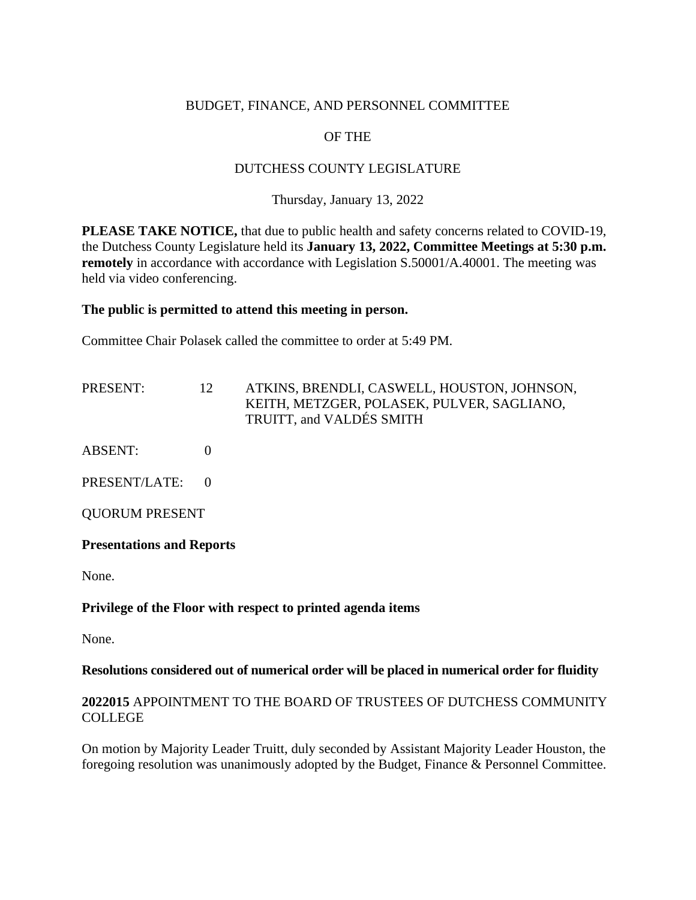BUDGET, FINANCE, AND PERSONNEL COMMITTEE

OF THE

DUTCHESS COUNTY LEGISLATURE

Thursday, January 13, 2022

**PLEASE TAKE NOTICE,** that due to public health and safety concerns related to COVID-19, the Dutchess County Legislature held its **January 13, 2022, Committee Meetings at 5:30 p.m. remotely** in accordance with accordance with Legislation S.50001/A.40001. The meeting was held via video conferencing.

**The public is permitted to attend this meeting in person.**

Committee Chair Polasek called the committee to order at 5:49 PM.

| | | |
|---|---|---|
| PRESENT: | 12 | ATKINS, BRENDLI, CASWELL, HOUSTON, JOHNSON, KEITH, METZGER, POLASEK, PULVER, SAGLIANO, TRUITT, and VALDÉS SMITH |
| ABSENT: | 0 | |
| PRESENT/LATE: | 0 | |

QUORUM PRESENT

**Presentations and Reports**

None.

**Privilege of the Floor with respect to printed agenda items**

None.

**Resolutions considered out of numerical order will be placed in numerical order for fluidity**

**2022015** APPOINTMENT TO THE BOARD OF TRUSTEES OF DUTCHESS COMMUNITY COLLEGE

On motion by Majority Leader Truitt, duly seconded by Assistant Majority Leader Houston, the foregoing resolution was unanimously adopted by the Budget, Finance & Personnel Committee.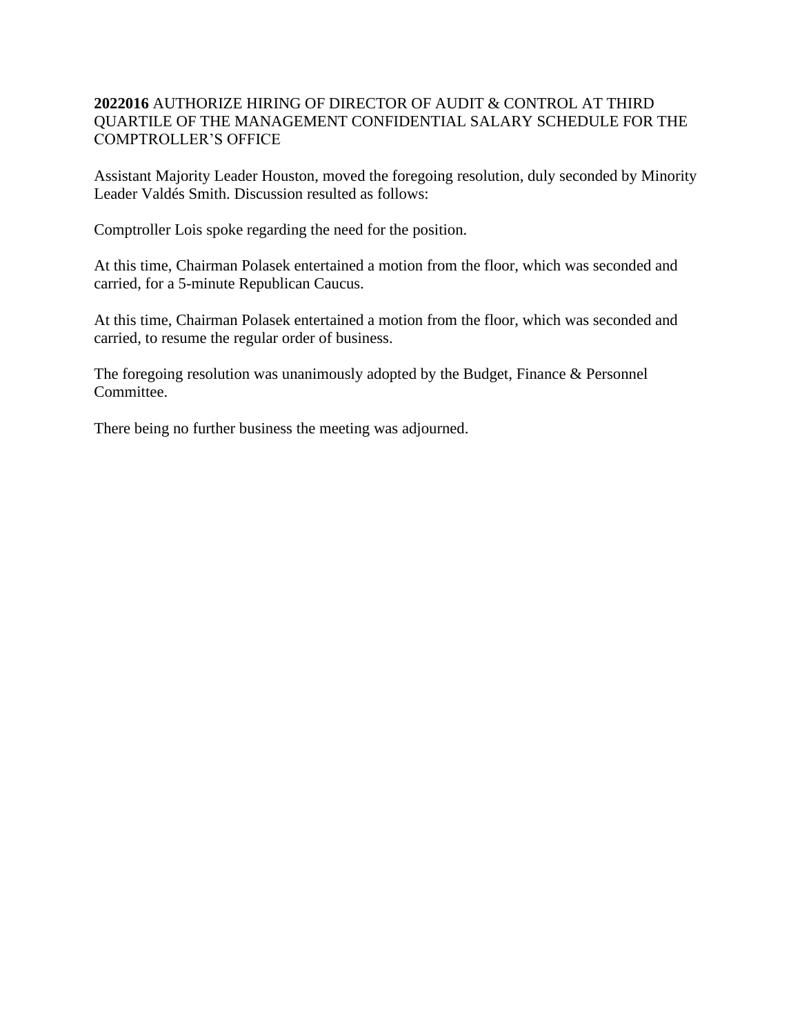**2022016** AUTHORIZE HIRING OF DIRECTOR OF AUDIT & CONTROL AT THIRD QUARTILE OF THE MANAGEMENT CONFIDENTIAL SALARY SCHEDULE FOR THE COMPTROLLER'S OFFICE

Assistant Majority Leader Houston, moved the foregoing resolution, duly seconded by Minority Leader Valdés Smith. Discussion resulted as follows:

Comptroller Lois spoke regarding the need for the position.

At this time, Chairman Polasek entertained a motion from the floor, which was seconded and carried, for a 5-minute Republican Caucus.

At this time, Chairman Polasek entertained a motion from the floor, which was seconded and carried, to resume the regular order of business.

The foregoing resolution was unanimously adopted by the Budget, Finance & Personnel Committee.

There being no further business the meeting was adjourned.